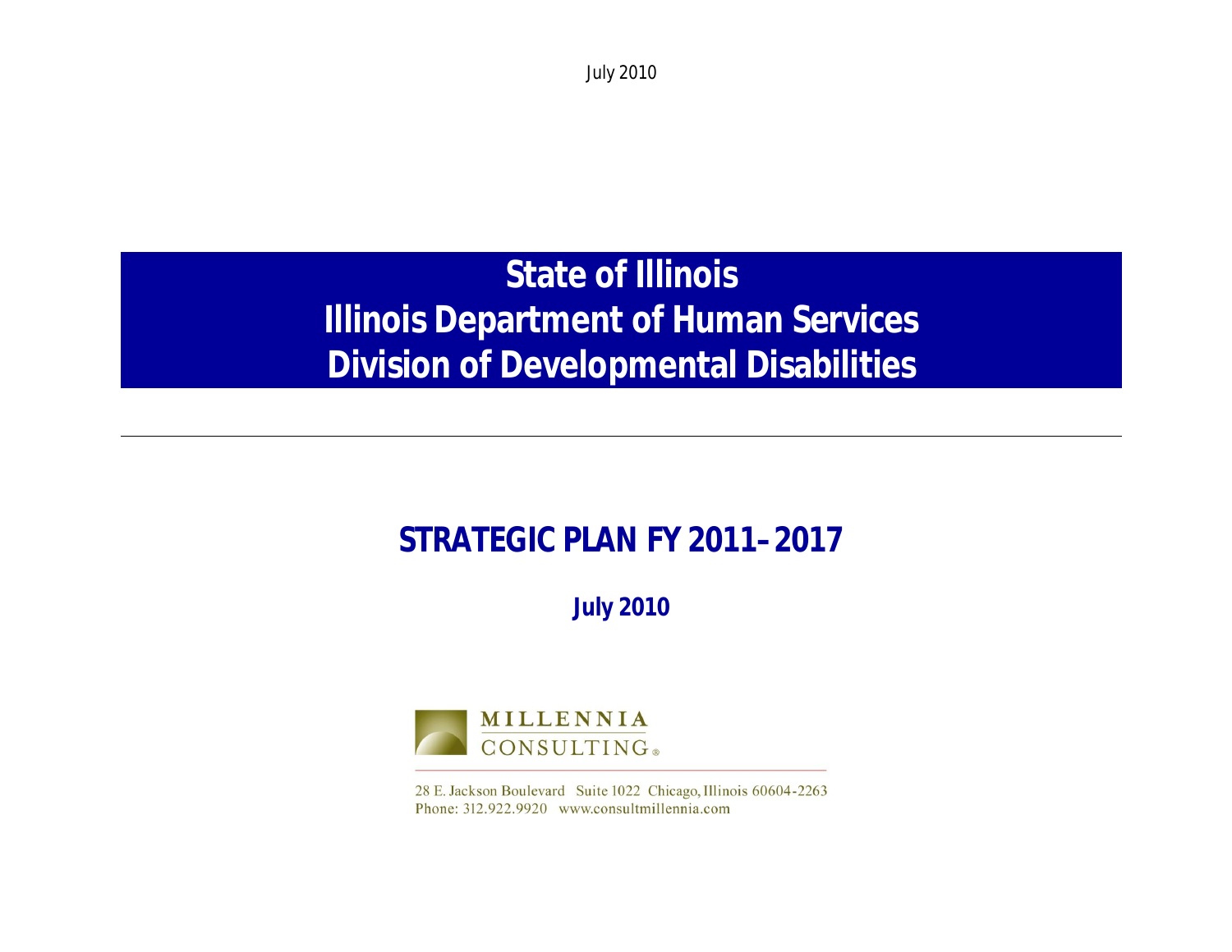# State of Illinois
# Illinois Department of Human Services
# Division of Developmental Disabilities

---

## STRATEGIC PLAN FY 2011–2017

**July 2010**

MILLENNIA CONSULTING®

28 E. Jackson Boulevard Suite 1022 Chicago, Illinois 60604-2263
Phone: 312.922.9920 www.consultmillennia.com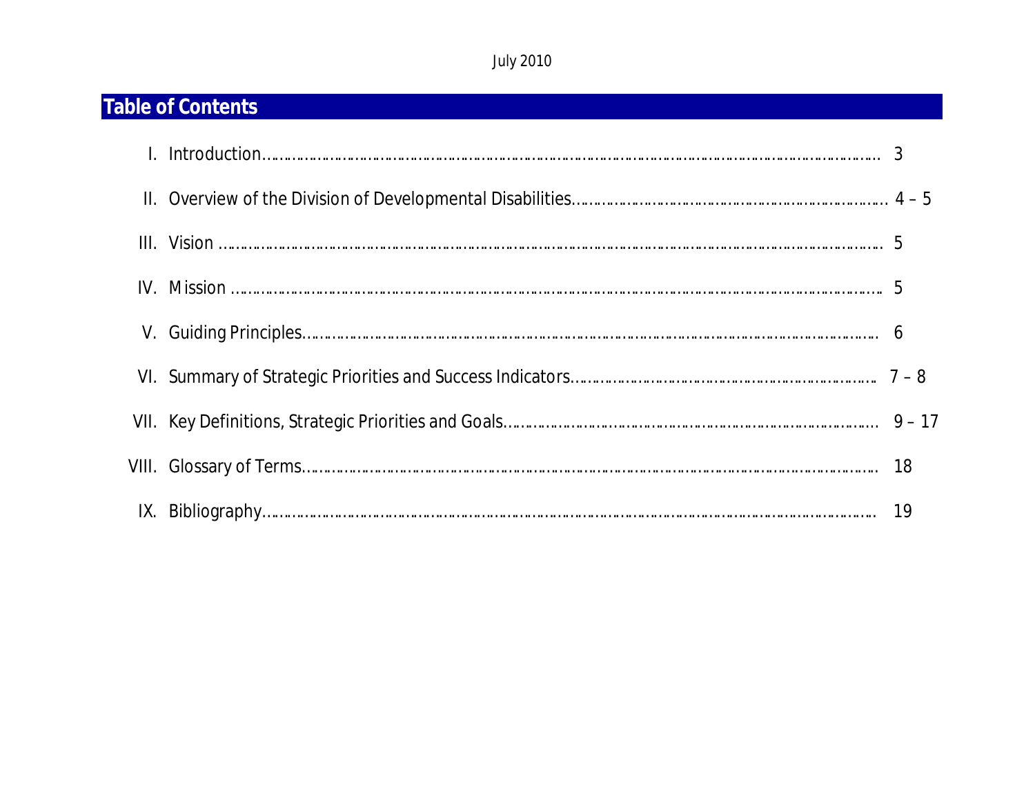July 2010

# Table of Contents

| | | |
|---|---|---|
| I. | Introduction | 3 |
| II. | Overview of the Division of Developmental Disabilities | 4 – 5 |
| III. | Vision | 5 |
| IV. | Mission | 5 |
| V. | Guiding Principles | 6 |
| VI. | Summary of Strategic Priorities and Success Indicators | 7 – 8 |
| VII. | Key Definitions, Strategic Priorities and Goals | 9 – 17 |
| VIII. | Glossary of Terms | 18 |
| IX. | Bibliography | 19 |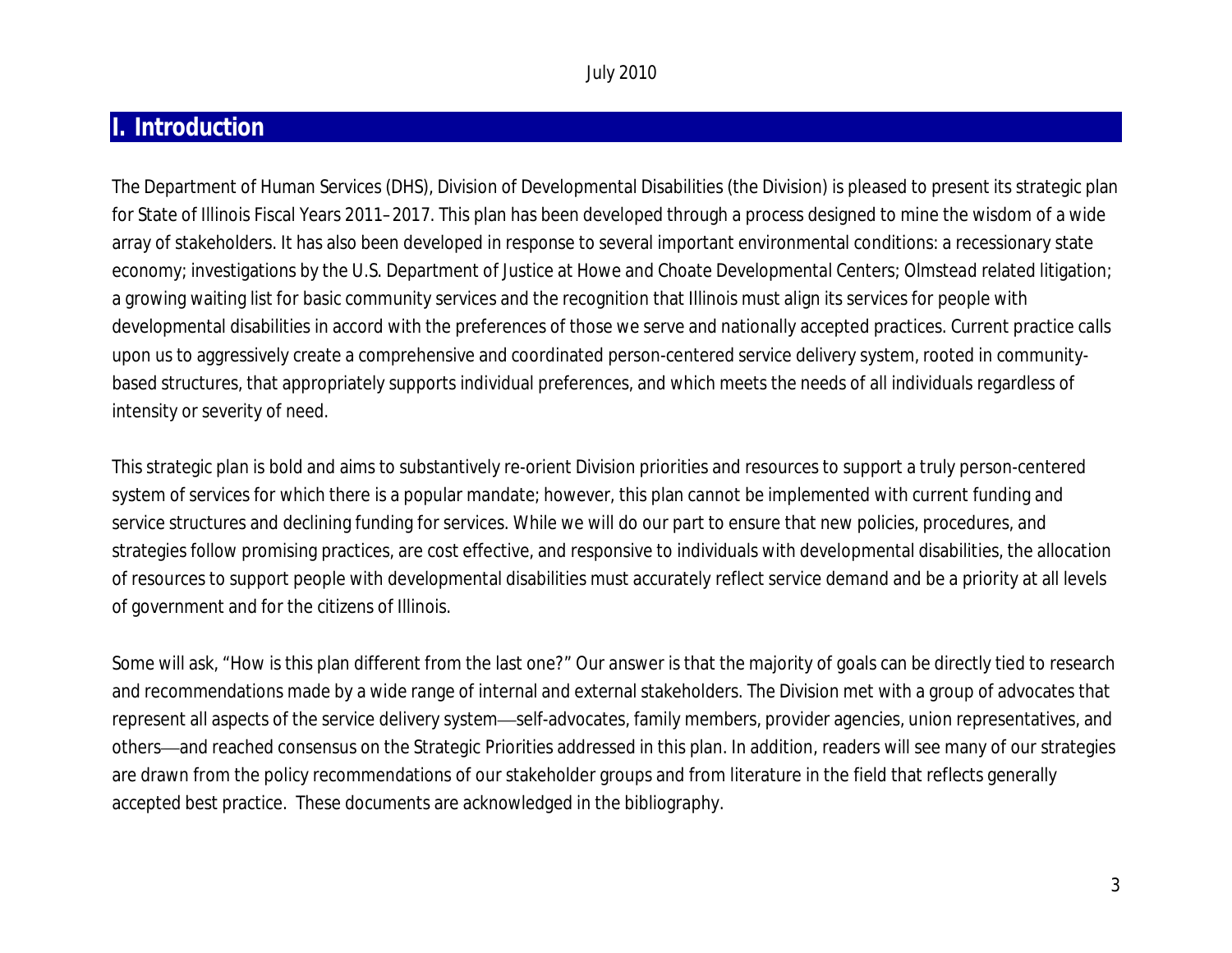## I. Introduction

The Department of Human Services (DHS), Division of Developmental Disabilities (the Division) is pleased to present its strategic plan for State of Illinois Fiscal Years 2011–2017. This plan has been developed through a process designed to mine the wisdom of a wide array of stakeholders. It has also been developed in response to several important environmental conditions: a recessionary state economy; investigations by the U.S. Department of Justice at Howe and Choate Developmental Centers; Olmstead related litigation; a growing waiting list for basic community services and the recognition that Illinois must align its services for people with developmental disabilities in accord with the preferences of those we serve and nationally accepted practices. Current practice calls upon us to aggressively create a comprehensive and coordinated person-centered service delivery system, rooted in community-based structures, that appropriately supports individual preferences, and which meets the needs of all individuals regardless of intensity or severity of need.

This strategic plan is bold and aims to substantively re-orient Division priorities and resources to support a truly person-centered system of services for which there is a popular mandate; however, this plan cannot be implemented with current funding and service structures and declining funding for services. While we will do our part to ensure that new policies, procedures, and strategies follow promising practices, are cost effective, and responsive to individuals with developmental disabilities, the allocation of resources to support people with developmental disabilities must accurately reflect service demand and be a priority at all levels of government and for the citizens of Illinois.

Some will ask, "How is this plan different from the last one?" Our answer is that the majority of goals can be directly tied to research and recommendations made by a wide range of internal and external stakeholders. The Division met with a group of advocates that represent all aspects of the service delivery system—self-advocates, family members, provider agencies, union representatives, and others—and reached consensus on the Strategic Priorities addressed in this plan. In addition, readers will see many of our strategies are drawn from the policy recommendations of our stakeholder groups and from literature in the field that reflects generally accepted best practice. These documents are acknowledged in the bibliography.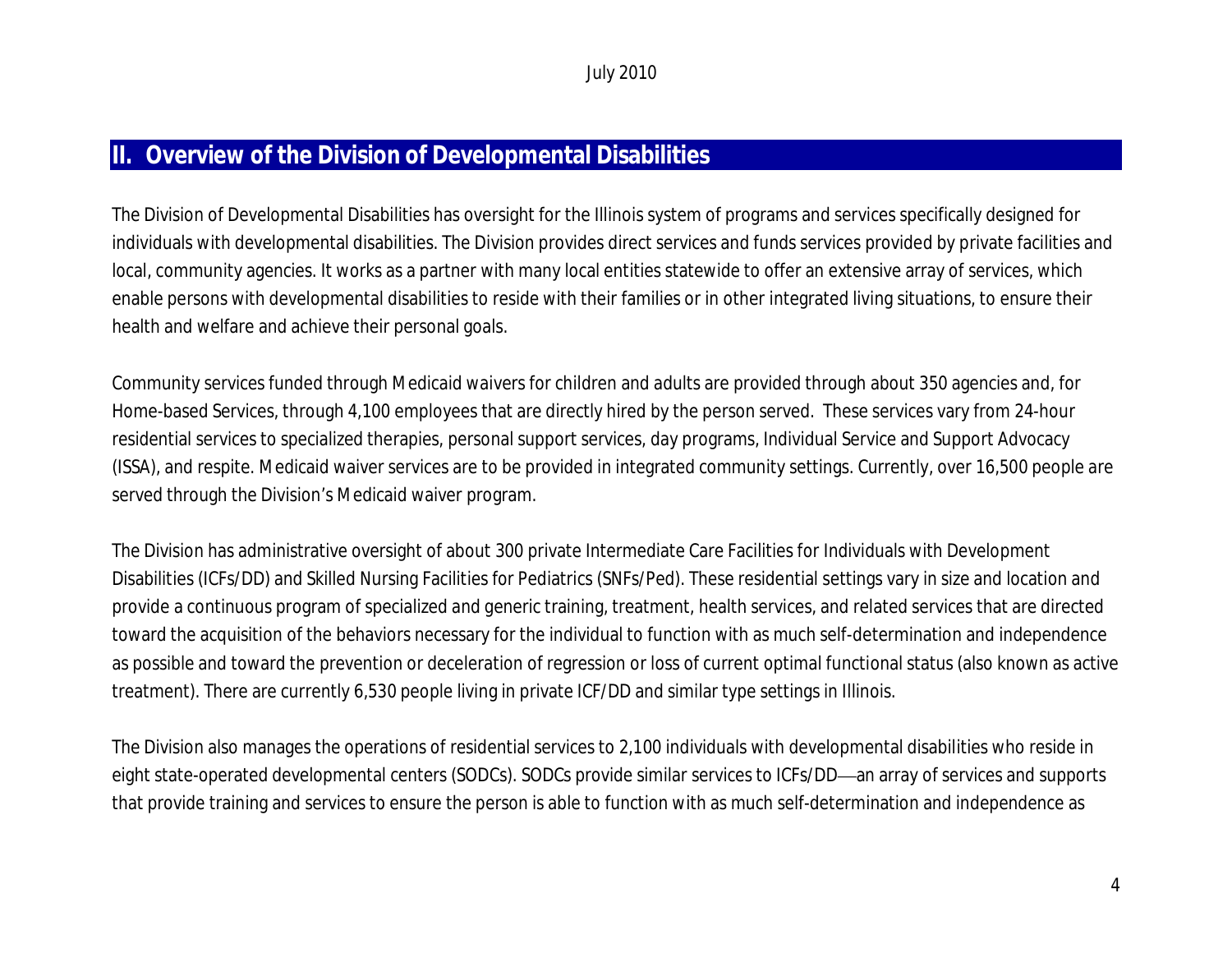## II. Overview of the Division of Developmental Disabilities

The Division of Developmental Disabilities has oversight for the Illinois system of programs and services specifically designed for individuals with developmental disabilities. The Division provides direct services and funds services provided by private facilities and local, community agencies. It works as a partner with many local entities statewide to offer an extensive array of services, which enable persons with developmental disabilities to reside with their families or in other integrated living situations, to ensure their health and welfare and achieve their personal goals.

Community services funded through Medicaid waivers for children and adults are provided through about 350 agencies and, for Home-based Services, through 4,100 employees that are directly hired by the person served. These services vary from 24-hour residential services to specialized therapies, personal support services, day programs, Individual Service and Support Advocacy (ISSA), and respite. Medicaid waiver services are to be provided in integrated community settings. Currently, over 16,500 people are served through the Division's Medicaid waiver program.

The Division has administrative oversight of about 300 private Intermediate Care Facilities for Individuals with Development Disabilities (ICFs/DD) and Skilled Nursing Facilities for Pediatrics (SNFs/Ped). These residential settings vary in size and location and provide a continuous program of specialized and generic training, treatment, health services, and related services that are directed toward the acquisition of the behaviors necessary for the individual to function with as much self-determination and independence as possible and toward the prevention or deceleration of regression or loss of current optimal functional status (also known as active treatment). There are currently 6,530 people living in private ICF/DD and similar type settings in Illinois.

The Division also manages the operations of residential services to 2,100 individuals with developmental disabilities who reside in eight state-operated developmental centers (SODCs). SODCs provide similar services to ICFs/DD—an array of services and supports that provide training and services to ensure the person is able to function with as much self-determination and independence as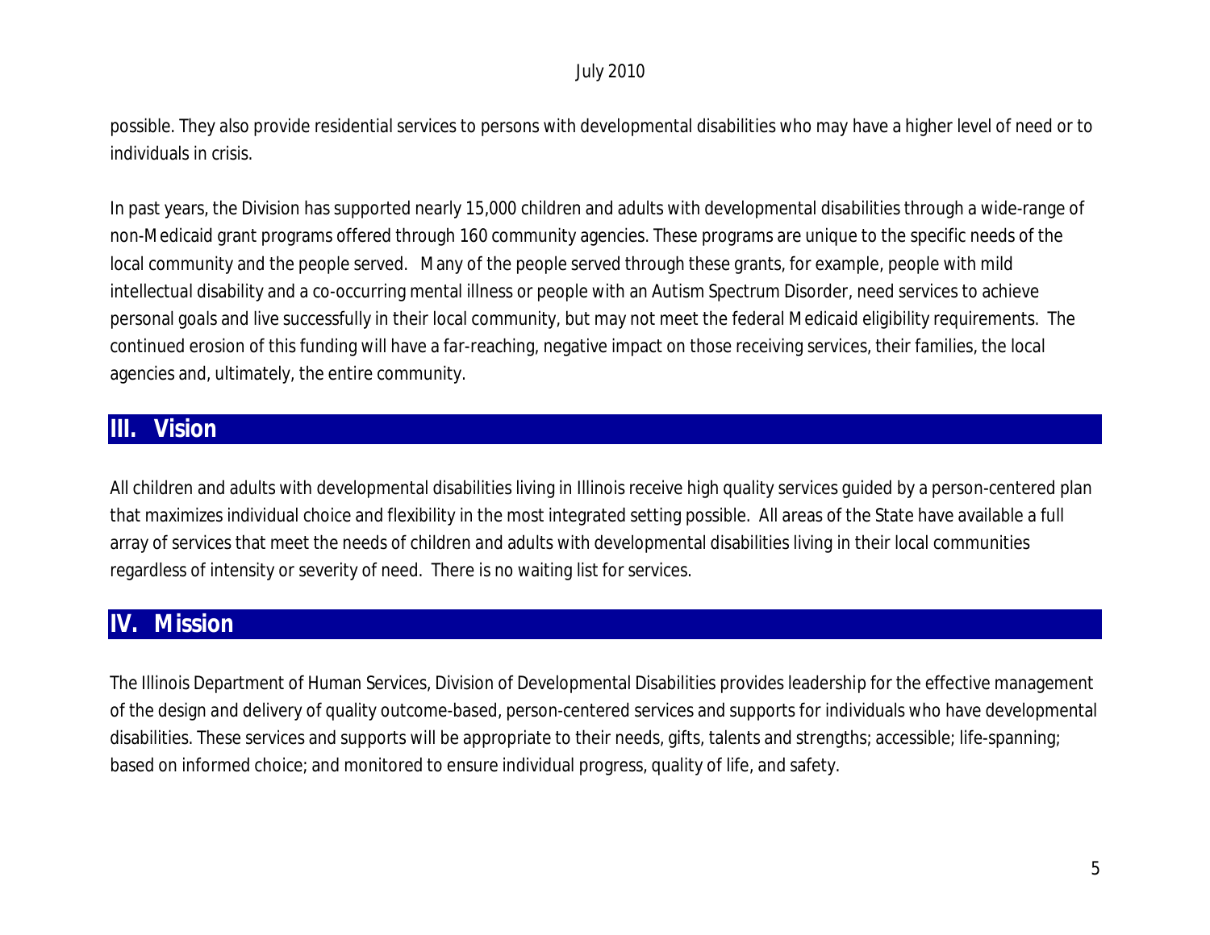possible. They also provide residential services to persons with developmental disabilities who may have a higher level of need or to individuals in crisis.

In past years, the Division has supported nearly 15,000 children and adults with developmental disabilities through a wide-range of non-Medicaid grant programs offered through 160 community agencies. These programs are unique to the specific needs of the local community and the people served. Many of the people served through these grants, for example, people with mild intellectual disability and a co-occurring mental illness or people with an Autism Spectrum Disorder, need services to achieve personal goals and live successfully in their local community, but may not meet the federal Medicaid eligibility requirements. The continued erosion of this funding will have a far-reaching, negative impact on those receiving services, their families, the local agencies and, ultimately, the entire community.

## III. Vision

All children and adults with developmental disabilities living in Illinois receive high quality services guided by a person-centered plan that maximizes individual choice and flexibility in the most integrated setting possible. All areas of the State have available a full array of services that meet the needs of children and adults with developmental disabilities living in their local communities regardless of intensity or severity of need. There is no waiting list for services.

## IV. Mission

The Illinois Department of Human Services, Division of Developmental Disabilities provides leadership for the effective management of the design and delivery of quality outcome-based, person-centered services and supports for individuals who have developmental disabilities. These services and supports will be appropriate to their needs, gifts, talents and strengths; accessible; life-spanning; based on informed choice; and monitored to ensure individual progress, quality of life, and safety.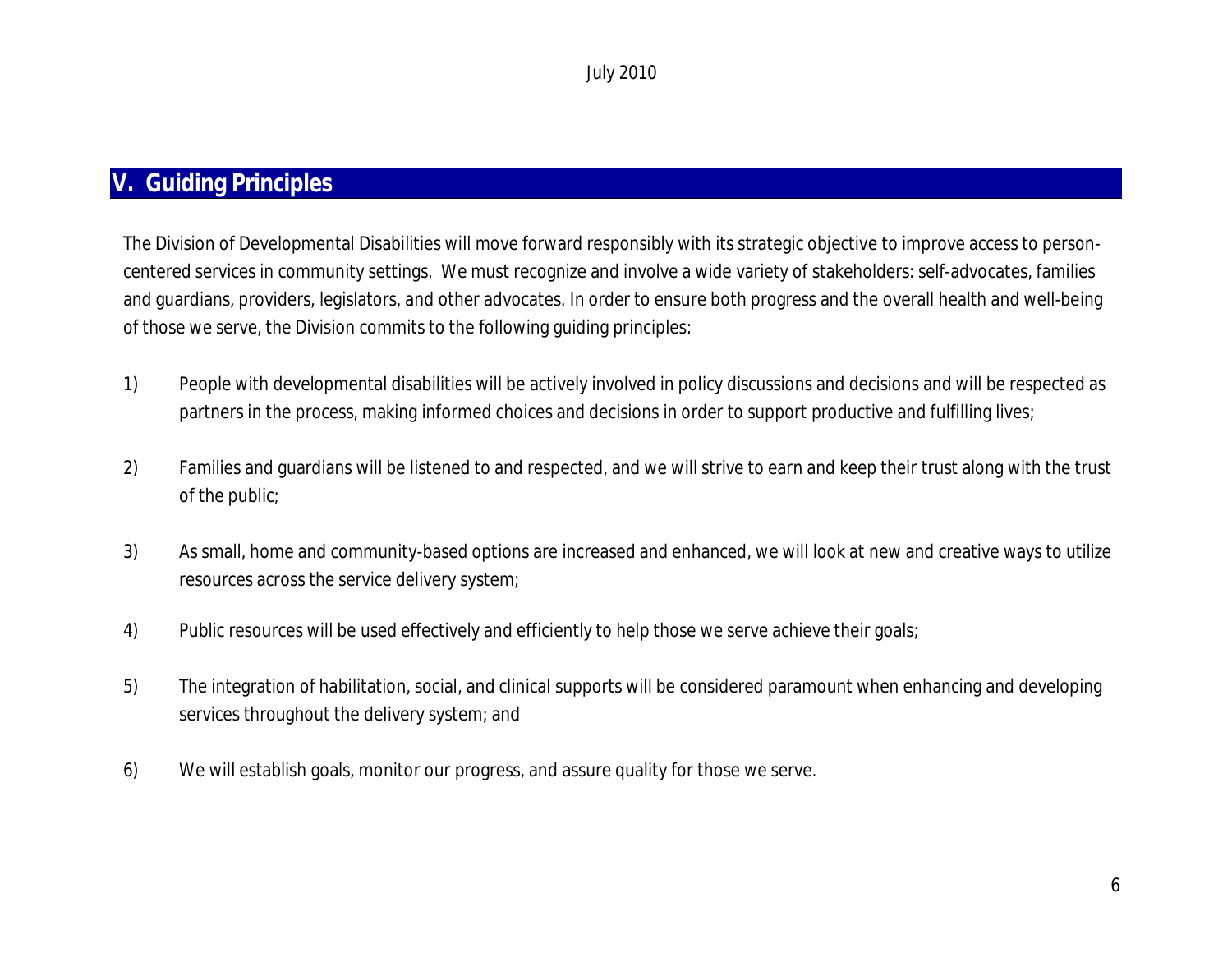## V. Guiding Principles

The Division of Developmental Disabilities will move forward responsibly with its strategic objective to improve access to person-centered services in community settings. We must recognize and involve a wide variety of stakeholders: self-advocates, families and guardians, providers, legislators, and other advocates. In order to ensure both progress and the overall health and well-being of those we serve, the Division commits to the following guiding principles:

1) People with developmental disabilities will be actively involved in policy discussions and decisions and will be respected as partners in the process, making informed choices and decisions in order to support productive and fulfilling lives;

2) Families and guardians will be listened to and respected, and we will strive to earn and keep their trust along with the trust of the public;

3) As small, home and community-based options are increased and enhanced, we will look at new and creative ways to utilize resources across the service delivery system;

4) Public resources will be used effectively and efficiently to help those we serve achieve their goals;

5) The integration of habilitation, social, and clinical supports will be considered paramount when enhancing and developing services throughout the delivery system; and

6) We will establish goals, monitor our progress, and assure quality for those we serve.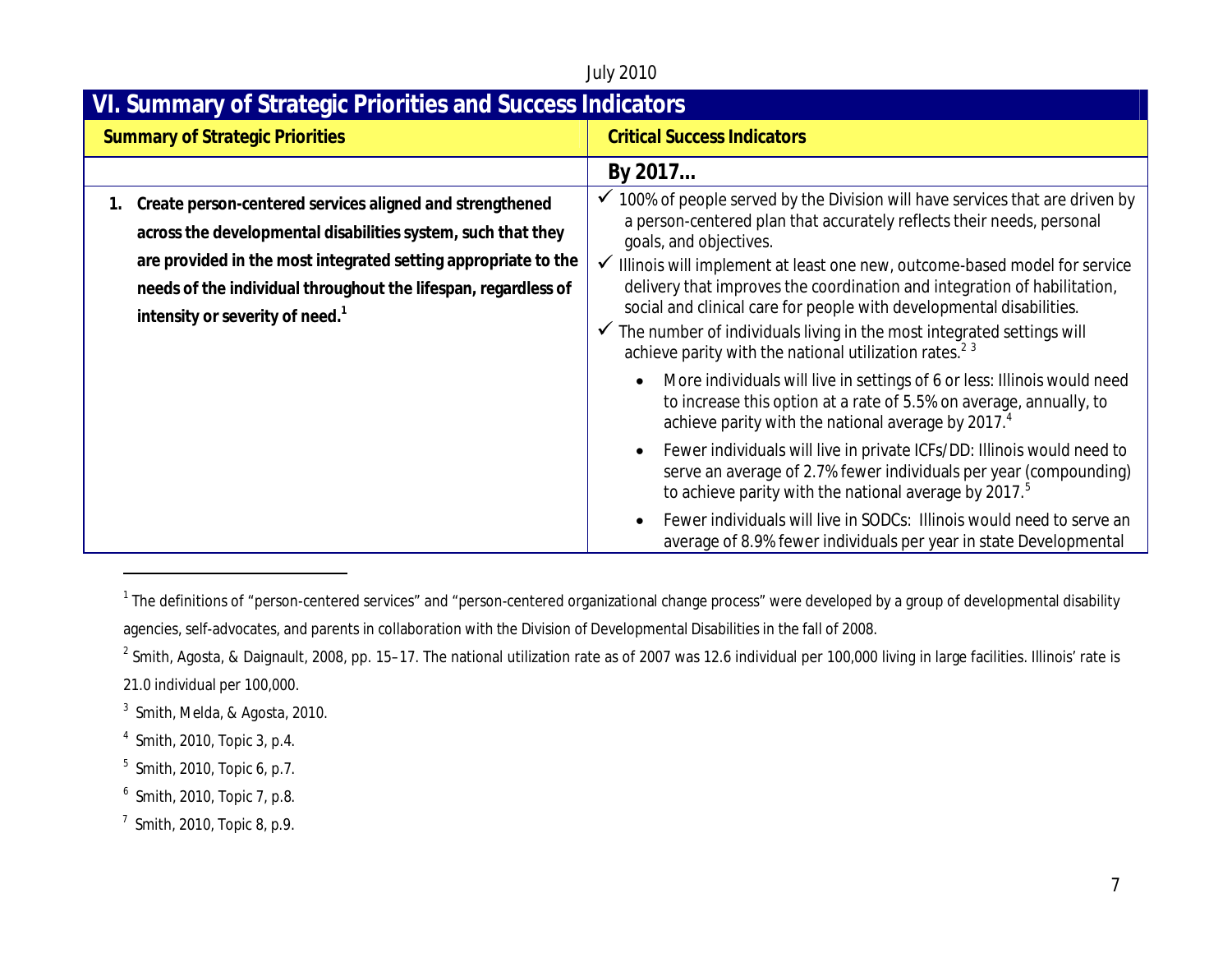## VI. Summary of Strategic Priorities and Success Indicators

| Summary of Strategic Priorities | Critical Success Indicators |
|---|---|
| | **By 2017…** |
| **1. Create person-centered services aligned and strengthened across the developmental disabilities system, such that they are provided in the most integrated setting appropriate to the needs of the individual throughout the lifespan, regardless of intensity or severity of need.**[1] | ✓ 100% of people served by the Division will have services that are driven by a person-centered plan that accurately reflects their needs, personal goals, and objectives.<br>✓ Illinois will implement at least one new, outcome-based model for service delivery that improves the coordination and integration of habilitation, social and clinical care for people with developmental disabilities.<br>✓ The number of individuals living in the most integrated settings will achieve parity with the national utilization rates.[2] [3]<br>• More individuals will live in settings of 6 or less: Illinois would need to increase this option at a rate of 5.5% on average, annually, to achieve parity with the national average by 2017.[4]<br>• Fewer individuals will live in private ICFs/DD: Illinois would need to serve an average of 2.7% fewer individuals per year (compounding) to achieve parity with the national average by 2017.[5]<br>• Fewer individuals will live in SODCs: Illinois would need to serve an average of 8.9% fewer individuals per year in state Developmental |

---

[1] The definitions of "person-centered services" and "person-centered organizational change process" were developed by a group of developmental disability agencies, self-advocates, and parents in collaboration with the Division of Developmental Disabilities in the fall of 2008.

[2] Smith, Agosta, & Daignault, 2008, pp. 15–17. The national utilization rate as of 2007 was 12.6 individual per 100,000 living in large facilities. Illinois' rate is 21.0 individual per 100,000.

[3] Smith, Melda, & Agosta, 2010.

[4] Smith, 2010, Topic 3, p.4.

[5] Smith, 2010, Topic 6, p.7.

[6] Smith, 2010, Topic 7, p.8.

[7] Smith, 2010, Topic 8, p.9.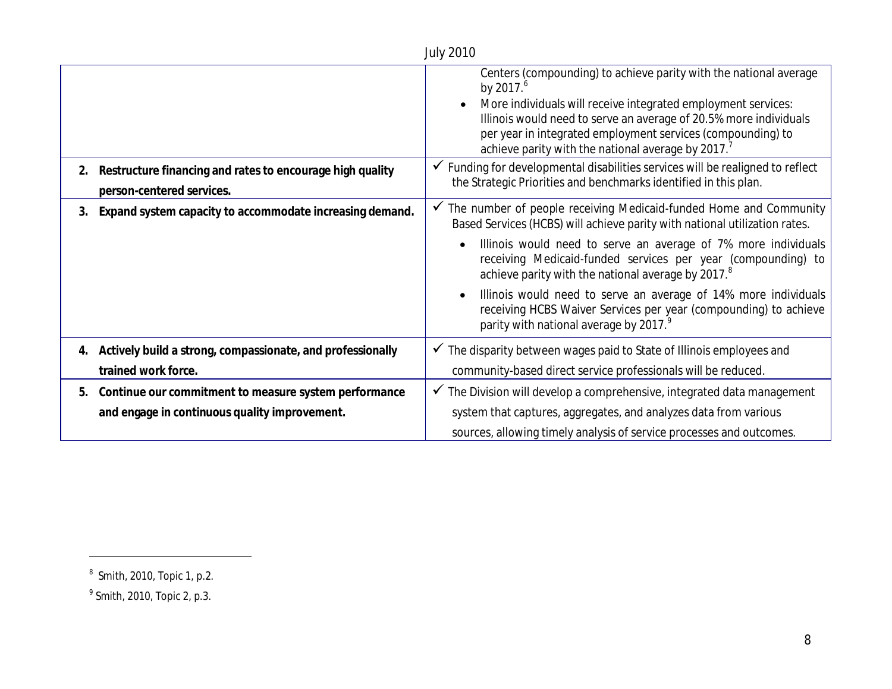| | |
|---|---|
| | Centers (compounding) to achieve parity with the national average by 2017.[6]<br>• More individuals will receive integrated employment services: Illinois would need to serve an average of 20.5% more individuals per year in integrated employment services (compounding) to achieve parity with the national average by 2017.[7] |
| **2. Restructure financing and rates to encourage high quality person-centered services.** | ✓ Funding for developmental disabilities services will be realigned to reflect the Strategic Priorities and benchmarks identified in this plan. |
| **3. Expand system capacity to accommodate increasing demand.** | ✓ The number of people receiving Medicaid-funded Home and Community Based Services (HCBS) will achieve parity with national utilization rates.<br>• Illinois would need to serve an average of 7% more individuals receiving Medicaid-funded services per year (compounding) to achieve parity with the national average by 2017.[8]<br>• Illinois would need to serve an average of 14% more individuals receiving HCBS Waiver Services per year (compounding) to achieve parity with national average by 2017.[9] |
| **4. Actively build a strong, compassionate, and professionally trained work force.** | ✓ The disparity between wages paid to State of Illinois employees and community-based direct service professionals will be reduced. |
| **5. Continue our commitment to measure system performance and engage in continuous quality improvement.** | ✓ The Division will develop a comprehensive, integrated data management system that captures, aggregates, and analyzes data from various sources, allowing timely analysis of service processes and outcomes. |

---

[8] Smith, 2010, Topic 1, p.2.

[9] Smith, 2010, Topic 2, p.3.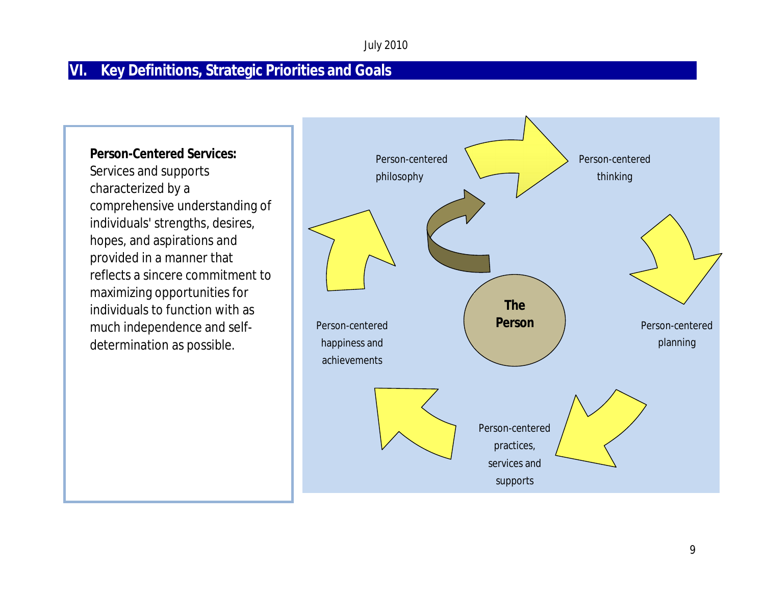## VI. Key Definitions, Strategic Priorities and Goals

**Person-Centered Services:** Services and supports characterized by a comprehensive understanding of individuals' strengths, desires, hopes, and aspirations and provided in a manner that reflects a sincere commitment to maximizing opportunities for individuals to function with as much independence and self-determination as possible.

Person-centered philosophy

Person-centered thinking

Person-centered planning

Person-centered practices, services and supports

Person-centered happiness and achievements

The Person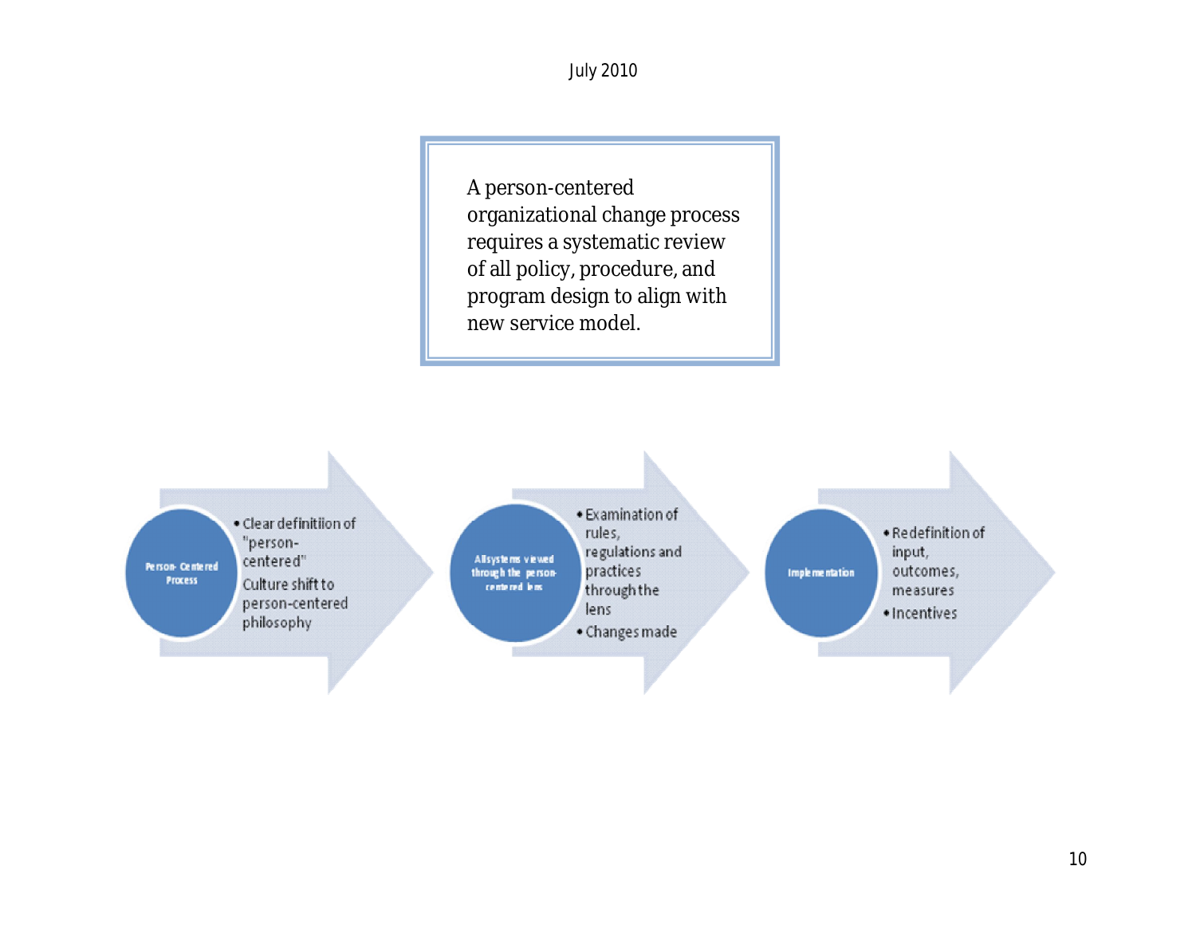A person-centered organizational change process requires a systematic review of all policy, procedure, and program design to align with new service model.

**Person- Centered Process**

- Clear definitiion of "person-centered"
  Culture shift to person-centered philosophy

**All systems viewed through the person-centered lens**

- Examination of rules, regulations and practices through the lens
- Changes made

**Implementation**

- Redefinition of input, outcomes, measures
- Incentives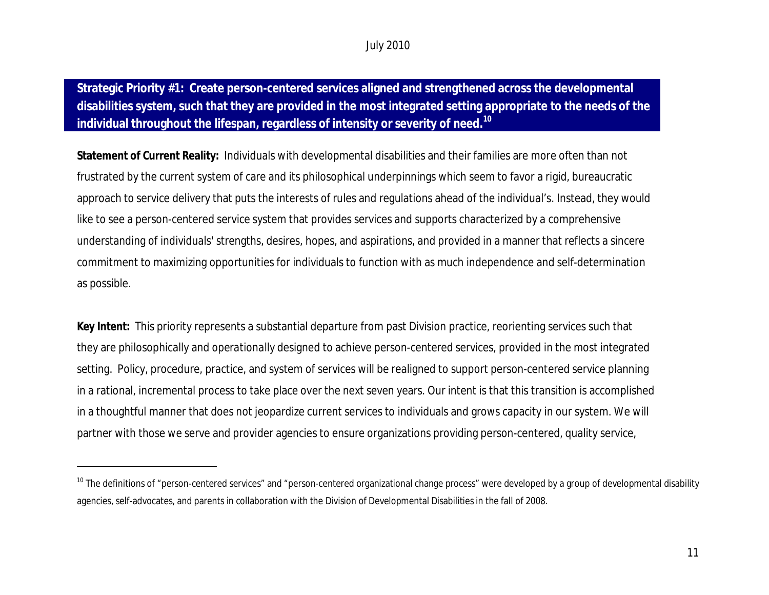**Strategic Priority #1: Create person-centered services aligned and strengthened across the developmental disabilities system, such that they are provided in the most integrated setting appropriate to the needs of the individual throughout the lifespan, regardless of intensity or severity of need.[10]**

**Statement of Current Reality:** Individuals with developmental disabilities and their families are more often than not frustrated by the current system of care and its philosophical underpinnings which seem to favor a rigid, bureaucratic approach to service delivery that puts the interests of rules and regulations ahead of the individual's. Instead, they would like to see a person-centered service system that provides services and supports characterized by a comprehensive understanding of individuals' strengths, desires, hopes, and aspirations, and provided in a manner that reflects a sincere commitment to maximizing opportunities for individuals to function with as much independence and self-determination as possible.

**Key Intent:** This priority represents a substantial departure from past Division practice, reorienting services such that they are philosophically and operationally designed to achieve person-centered services, provided in the most integrated setting. Policy, procedure, practice, and system of services will be realigned to support person-centered service planning in a rational, incremental process to take place over the next seven years. Our intent is that this transition is accomplished in a thoughtful manner that does not jeopardize current services to individuals and grows capacity in our system. We will partner with those we serve and provider agencies to ensure organizations providing person-centered, quality service,

---

[10] The definitions of "person-centered services" and "person-centered organizational change process" were developed by a group of developmental disability agencies, self-advocates, and parents in collaboration with the Division of Developmental Disabilities in the fall of 2008.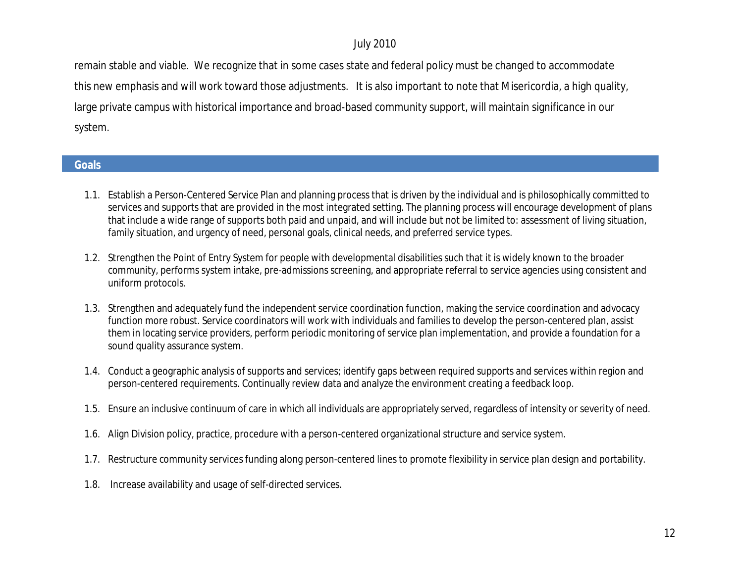remain stable and viable. We recognize that in some cases state and federal policy must be changed to accommodate this new emphasis and will work toward those adjustments. It is also important to note that Misericordia, a high quality, large private campus with historical importance and broad-based community support, will maintain significance in our system.

## Goals

1.1. Establish a Person-Centered Service Plan and planning process that is driven by the individual and is philosophically committed to services and supports that are provided in the most integrated setting. The planning process will encourage development of plans that include a wide range of supports both paid and unpaid, and will include but not be limited to: assessment of living situation, family situation, and urgency of need, personal goals, clinical needs, and preferred service types.

1.2. Strengthen the Point of Entry System for people with developmental disabilities such that it is widely known to the broader community, performs system intake, pre-admissions screening, and appropriate referral to service agencies using consistent and uniform protocols.

1.3. Strengthen and adequately fund the independent service coordination function, making the service coordination and advocacy function more robust. Service coordinators will work with individuals and families to develop the person-centered plan, assist them in locating service providers, perform periodic monitoring of service plan implementation, and provide a foundation for a sound quality assurance system.

1.4. Conduct a geographic analysis of supports and services; identify gaps between required supports and services within region and person-centered requirements. Continually review data and analyze the environment creating a feedback loop.

1.5. Ensure an inclusive continuum of care in which all individuals are appropriately served, regardless of intensity or severity of need.

1.6. Align Division policy, practice, procedure with a person-centered organizational structure and service system.

1.7. Restructure community services funding along person-centered lines to promote flexibility in service plan design and portability.

1.8. Increase availability and usage of self-directed services.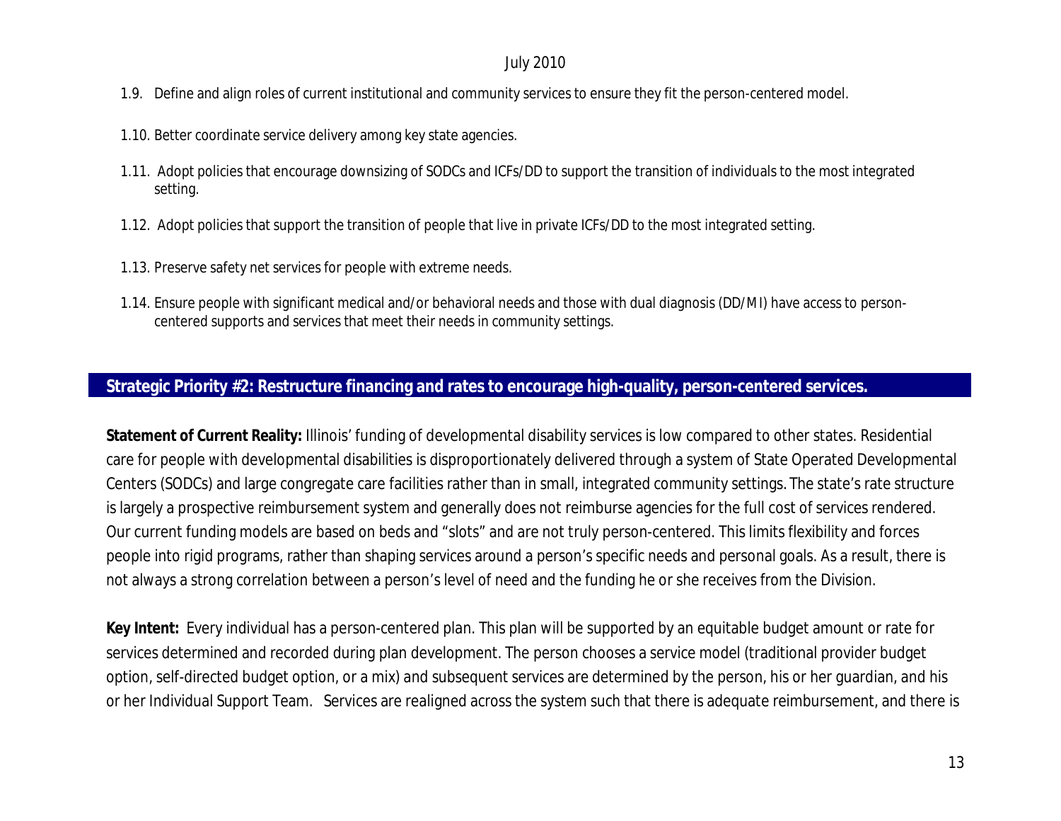1.9. Define and align roles of current institutional and community services to ensure they fit the person-centered model.

1.10. Better coordinate service delivery among key state agencies.

1.11. Adopt policies that encourage downsizing of SODCs and ICFs/DD to support the transition of individuals to the most integrated setting.

1.12. Adopt policies that support the transition of people that live in private ICFs/DD to the most integrated setting.

1.13. Preserve safety net services for people with extreme needs.

1.14. Ensure people with significant medical and/or behavioral needs and those with dual diagnosis (DD/MI) have access to person-centered supports and services that meet their needs in community settings.

## Strategic Priority #2: Restructure financing and rates to encourage high-quality, person-centered services.

**Statement of Current Reality:** Illinois' funding of developmental disability services is low compared to other states. Residential care for people with developmental disabilities is disproportionately delivered through a system of State Operated Developmental Centers (SODCs) and large congregate care facilities rather than in small, integrated community settings. The state's rate structure is largely a prospective reimbursement system and generally does not reimburse agencies for the full cost of services rendered. Our current funding models are based on beds and "slots" and are not truly person-centered. This limits flexibility and forces people into rigid programs, rather than shaping services around a person's specific needs and personal goals. As a result, there is not always a strong correlation between a person's level of need and the funding he or she receives from the Division.

**Key Intent:** Every individual has a person-centered plan. This plan will be supported by an equitable budget amount or rate for services determined and recorded during plan development. The person chooses a service model (traditional provider budget option, self-directed budget option, or a mix) and subsequent services are determined by the person, his or her guardian, and his or her Individual Support Team. Services are realigned across the system such that there is adequate reimbursement, and there is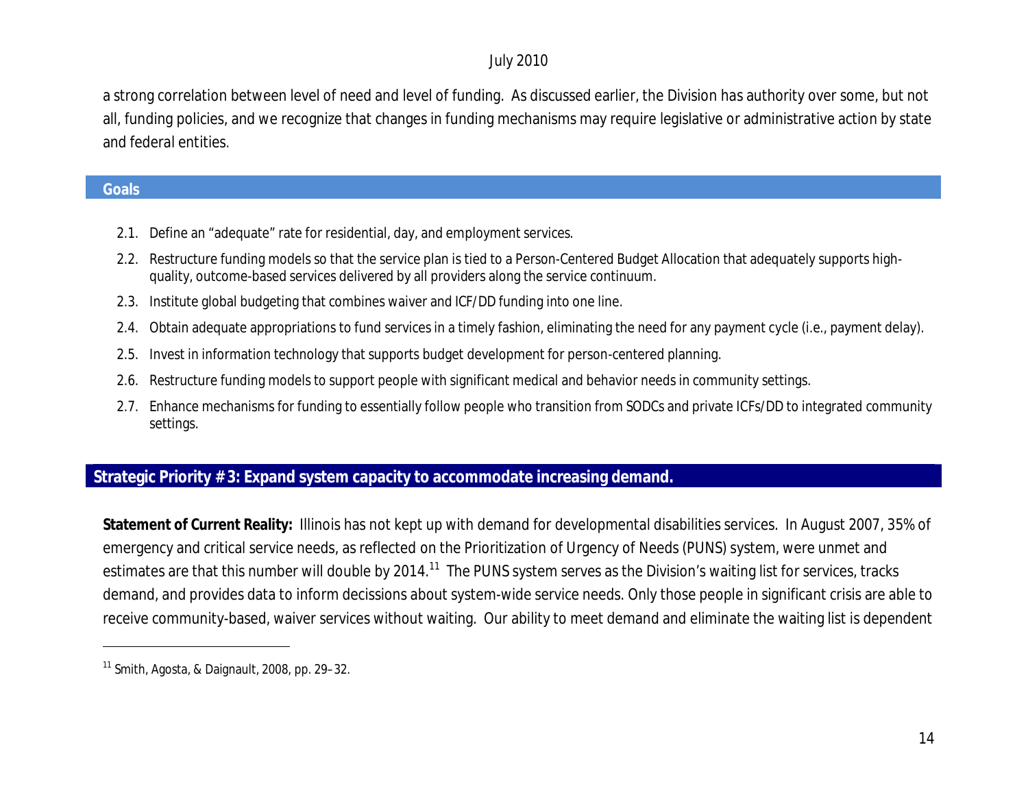a strong correlation between level of need and level of funding. As discussed earlier, the Division has authority over some, but not all, funding policies, and we recognize that changes in funding mechanisms may require legislative or administrative action by state and federal entities.

## Goals

2.1. Define an “adequate” rate for residential, day, and employment services.

2.2. Restructure funding models so that the service plan is tied to a Person-Centered Budget Allocation that adequately supports high-quality, outcome-based services delivered by all providers along the service continuum.

2.3. Institute global budgeting that combines waiver and ICF/DD funding into one line.

2.4. Obtain adequate appropriations to fund services in a timely fashion, eliminating the need for any payment cycle (i.e., payment delay).

2.5. Invest in information technology that supports budget development for person-centered planning.

2.6. Restructure funding models to support people with significant medical and behavior needs in community settings.

2.7. Enhance mechanisms for funding to essentially follow people who transition from SODCs and private ICFs/DD to integrated community settings.

## Strategic Priority # 3: Expand system capacity to accommodate increasing demand.

**Statement of Current Reality:** Illinois has not kept up with demand for developmental disabilities services. In August 2007, 35% of emergency and critical service needs, as reflected on the Prioritization of Urgency of Needs (PUNS) system, were unmet and estimates are that this number will double by 2014.[11] The PUNS system serves as the Division’s waiting list for services, tracks demand, and provides data to inform decissions about system-wide service needs. Only those people in significant crisis are able to receive community-based, waiver services without waiting. Our ability to meet demand and eliminate the waiting list is dependent

[11] Smith, Agosta, & Daignault, 2008, pp. 29–32.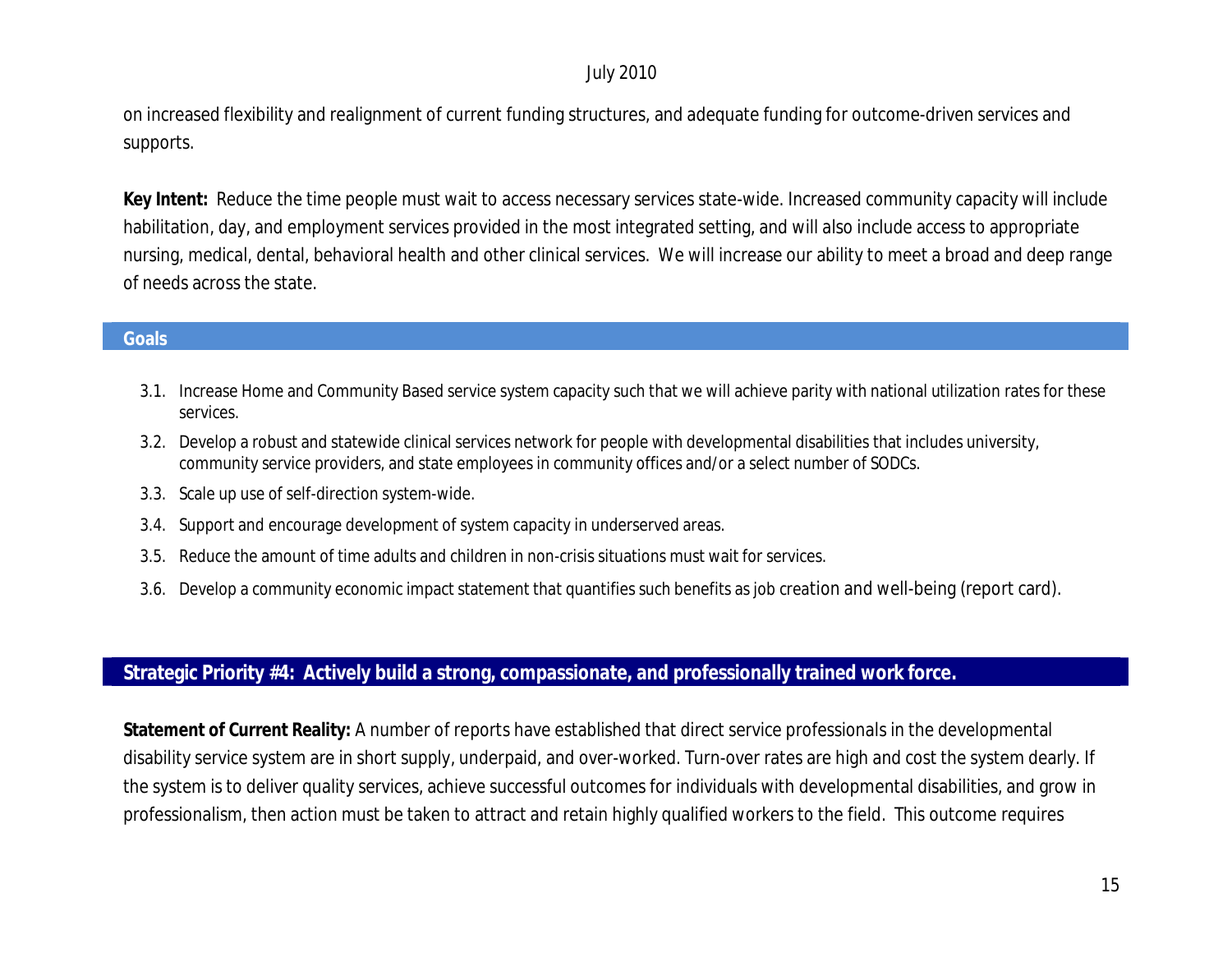on increased flexibility and realignment of current funding structures, and adequate funding for outcome-driven services and supports.

**Key Intent:** Reduce the time people must wait to access necessary services state-wide. Increased community capacity will include habilitation, day, and employment services provided in the most integrated setting, and will also include access to appropriate nursing, medical, dental, behavioral health and other clinical services. We will increase our ability to meet a broad and deep range of needs across the state.

### Goals

3.1. Increase Home and Community Based service system capacity such that we will achieve parity with national utilization rates for these services.

3.2. Develop a robust and statewide clinical services network for people with developmental disabilities that includes university, community service providers, and state employees in community offices and/or a select number of SODCs.

3.3. Scale up use of self-direction system-wide.

3.4. Support and encourage development of system capacity in underserved areas.

3.5. Reduce the amount of time adults and children in non-crisis situations must wait for services.

3.6. Develop a community economic impact statement that quantifies such benefits as job creation and well-being (report card).

## Strategic Priority #4: Actively build a strong, compassionate, and professionally trained work force.

**Statement of Current Reality:** A number of reports have established that direct service professionals in the developmental disability service system are in short supply, underpaid, and over-worked. Turn-over rates are high and cost the system dearly. If the system is to deliver quality services, achieve successful outcomes for individuals with developmental disabilities, and grow in professionalism, then action must be taken to attract and retain highly qualified workers to the field. This outcome requires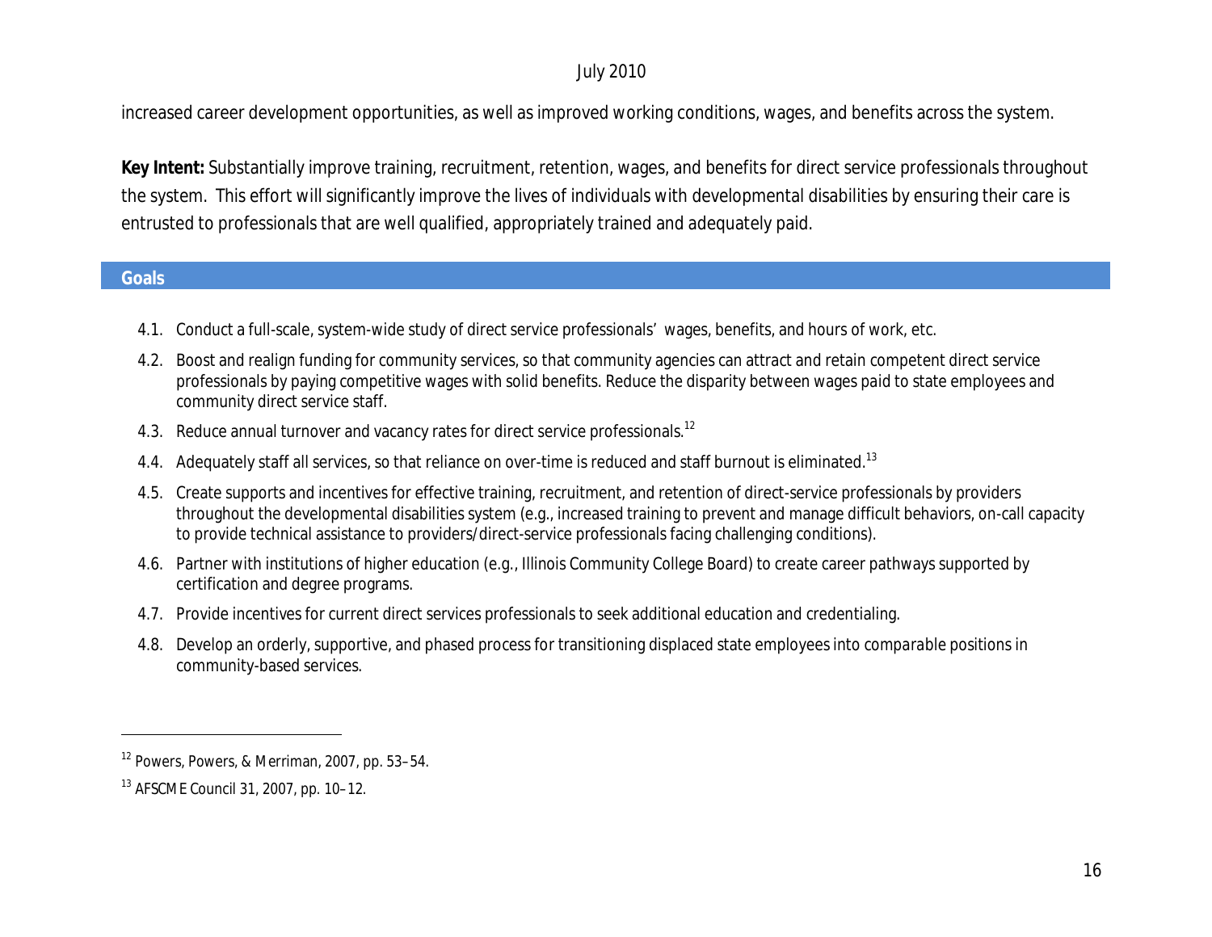increased career development opportunities, as well as improved working conditions, wages, and benefits across the system.

**Key Intent:** Substantially improve training, recruitment, retention, wages, and benefits for direct service professionals throughout the system. This effort will significantly improve the lives of individuals with developmental disabilities by ensuring their care is entrusted to professionals that are well qualified, appropriately trained and adequately paid.

## Goals

- 4.1. Conduct a full-scale, system-wide study of direct service professionals' wages, benefits, and hours of work, etc.
- 4.2. Boost and realign funding for community services, so that community agencies can attract and retain competent direct service professionals by paying competitive wages with solid benefits. Reduce the disparity between wages paid to state employees and community direct service staff.
- 4.3. Reduce annual turnover and vacancy rates for direct service professionals.[12]
- 4.4. Adequately staff all services, so that reliance on over-time is reduced and staff burnout is eliminated.[13]
- 4.5. Create supports and incentives for effective training, recruitment, and retention of direct-service professionals by providers throughout the developmental disabilities system (e.g., increased training to prevent and manage difficult behaviors, on-call capacity to provide technical assistance to providers/direct-service professionals facing challenging conditions).
- 4.6. Partner with institutions of higher education (e.g., Illinois Community College Board) to create career pathways supported by certification and degree programs.
- 4.7. Provide incentives for current direct services professionals to seek additional education and credentialing.
- 4.8. Develop an orderly, supportive, and phased process for transitioning displaced state employees into comparable positions in community-based services.

---

[12] Powers, Powers, & Merriman, 2007, pp. 53–54.

[13] AFSCME Council 31, 2007, pp. 10–12.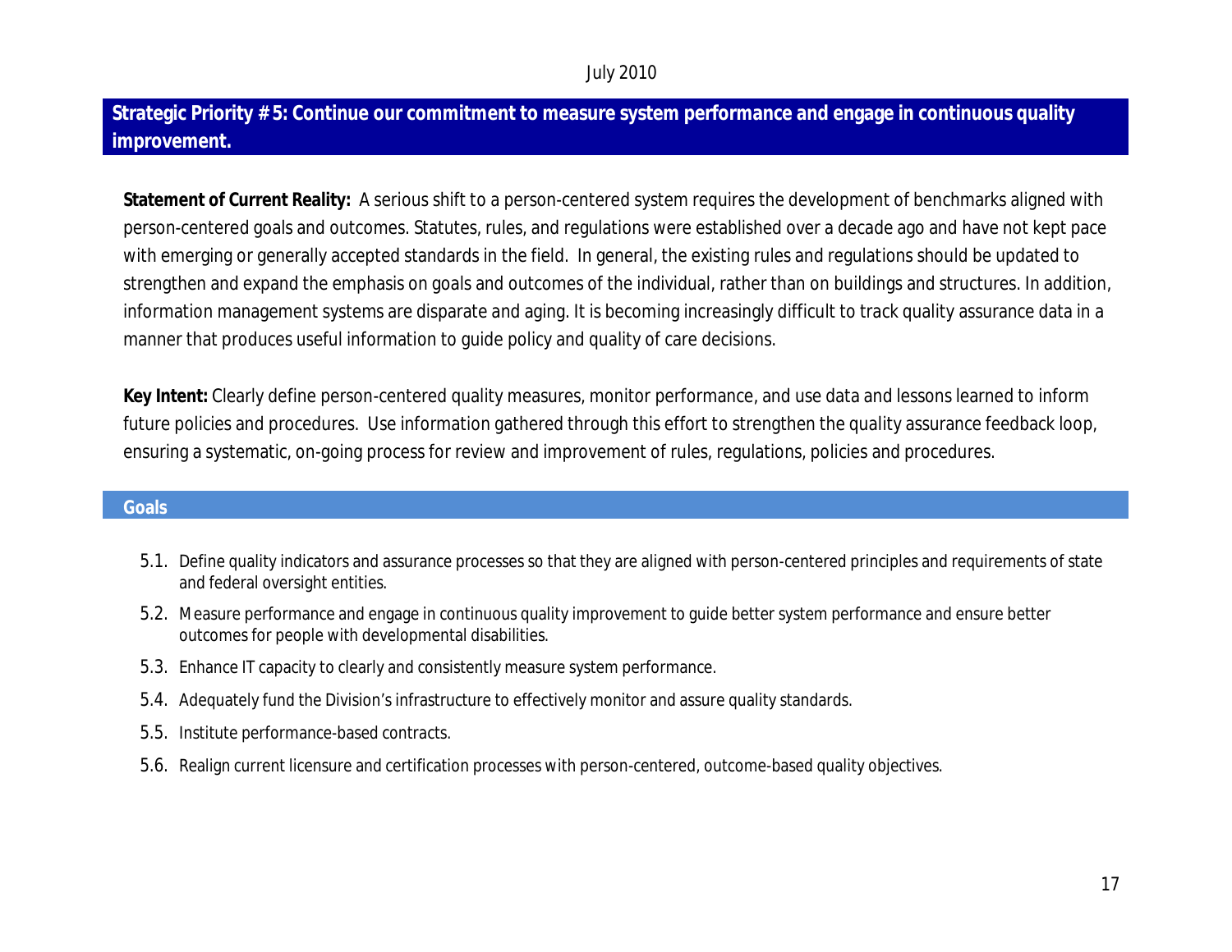## Strategic Priority #5: Continue our commitment to measure system performance and engage in continuous quality improvement.

**Statement of Current Reality:** A serious shift to a person-centered system requires the development of benchmarks aligned with person-centered goals and outcomes. Statutes, rules, and regulations were established over a decade ago and have not kept pace with emerging or generally accepted standards in the field. In general, the existing rules and regulations should be updated to strengthen and expand the emphasis on goals and outcomes of the individual, rather than on buildings and structures. In addition, information management systems are disparate and aging. It is becoming increasingly difficult to track quality assurance data in a manner that produces useful information to guide policy and quality of care decisions.

**Key Intent:** Clearly define person-centered quality measures, monitor performance, and use data and lessons learned to inform future policies and procedures. Use information gathered through this effort to strengthen the quality assurance feedback loop, ensuring a systematic, on-going process for review and improvement of rules, regulations, policies and procedures.

### Goals

- 5.1. Define quality indicators and assurance processes so that they are aligned with person-centered principles and requirements of state and federal oversight entities.
- 5.2. Measure performance and engage in continuous quality improvement to guide better system performance and ensure better outcomes for people with developmental disabilities.
- 5.3. Enhance IT capacity to clearly and consistently measure system performance.
- 5.4. Adequately fund the Division's infrastructure to effectively monitor and assure quality standards.
- 5.5. Institute performance-based contracts.
- 5.6. Realign current licensure and certification processes with person-centered, outcome-based quality objectives.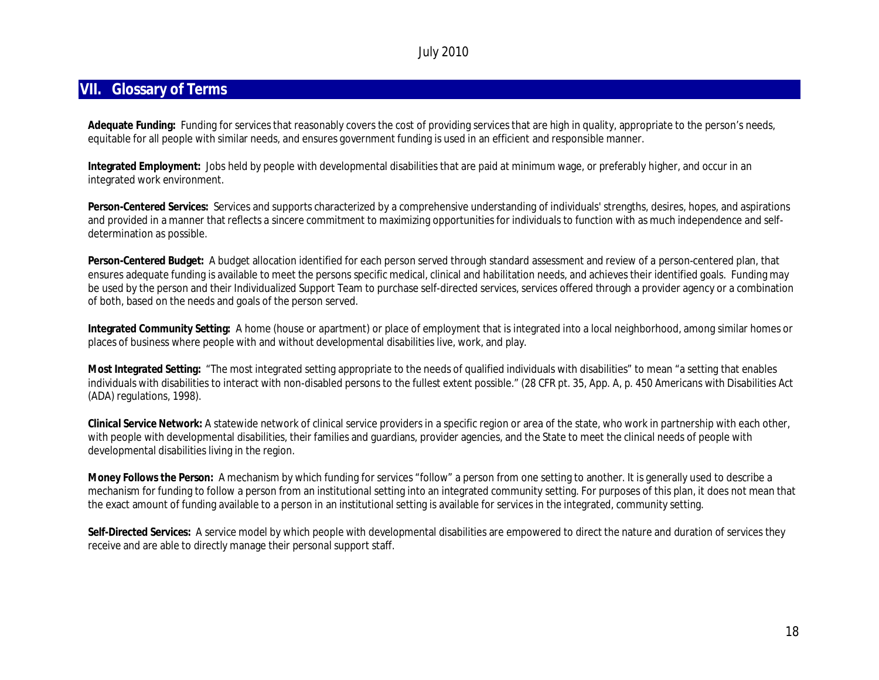## VII. Glossary of Terms

**Adequate Funding:** Funding for services that reasonably covers the cost of providing services that are high in quality, appropriate to the person's needs, equitable for all people with similar needs, and ensures government funding is used in an efficient and responsible manner.

**Integrated Employment:** Jobs held by people with developmental disabilities that are paid at minimum wage, or preferably higher, and occur in an integrated work environment.

**Person-Centered Services:** Services and supports characterized by a comprehensive understanding of individuals' strengths, desires, hopes, and aspirations and provided in a manner that reflects a sincere commitment to maximizing opportunities for individuals to function with as much independence and self-determination as possible.

**Person-Centered Budget:** A budget allocation identified for each person served through standard assessment and review of a person-centered plan, that ensures adequate funding is available to meet the persons specific medical, clinical and habilitation needs, and achieves their identified goals. Funding may be used by the person and their Individualized Support Team to purchase self-directed services, services offered through a provider agency or a combination of both, based on the needs and goals of the person served.

**Integrated Community Setting:** A home (house or apartment) or place of employment that is integrated into a local neighborhood, among similar homes or places of business where people with and without developmental disabilities live, work, and play.

**Most Integrated Setting:** "The most integrated setting appropriate to the needs of qualified individuals with disabilities" to mean "a setting that enables individuals with disabilities to interact with non-disabled persons to the fullest extent possible." (28 CFR pt. 35, App. A, p. 450 Americans with Disabilities Act (ADA) regulations, 1998).

**Clinical Service Network:** A statewide network of clinical service providers in a specific region or area of the state, who work in partnership with each other, with people with developmental disabilities, their families and guardians, provider agencies, and the State to meet the clinical needs of people with developmental disabilities living in the region.

**Money Follows the Person:** A mechanism by which funding for services "follow" a person from one setting to another. It is generally used to describe a mechanism for funding to follow a person from an institutional setting into an integrated community setting. For purposes of this plan, it does not mean that the exact amount of funding available to a person in an institutional setting is available for services in the integrated, community setting.

**Self-Directed Services:** A service model by which people with developmental disabilities are empowered to direct the nature and duration of services they receive and are able to directly manage their personal support staff.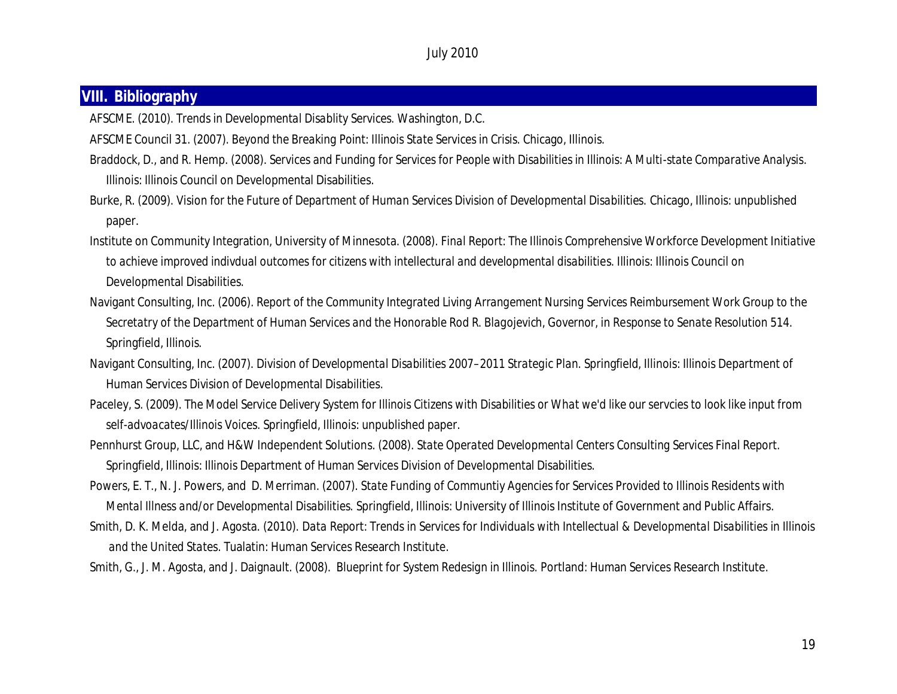## VIII. Bibliography

AFSCME. (2010). *Trends in Developmental Disablity Services.* Washington, D.C.

AFSCME Council 31. (2007). *Beyond the Breaking Point: Illinois State Services in Crisis.* Chicago, Illinois.

Braddock, D., and R. Hemp. (2008). *Services and Funding for Services for People with Disabilities in Illinois: A Multi-state Comparative Analysis.* Illinois: Illinois Council on Developmental Disabilities.

Burke, R. (2009). *Vision for the Future of Department of Human Services Division of Developmental Disabilities.* Chicago, Illinois: unpublished paper.

Institute on Community Integration, University of Minnesota. (2008). *Final Report: The Illinois Comprehensive Workforce Development Initiative to achieve improved indivdual outcomes for citizens with intellectural and developmental disabilities.* Illinois: Illinois Council on Developmental Disabilities.

Navigant Consulting, Inc. (2006). *Report of the Community Integrated Living Arrangement Nursing Services Reimbursement Work Group to the Secretatry of the Department of Human Services and the Honorable Rod R. Blagojevich, Governor, in Response to Senate Resolution 514.* Springfield, Illinois.

Navigant Consulting, Inc. (2007). *Division of Developmental Disabilities 2007–2011 Strategic Plan.* Springfield, Illinois: Illinois Department of Human Services Division of Developmental Disabilities.

Paceley, S. (2009). *The Model Service Delivery System for Illinois Citizens with Disabilities or What we'd like our servcies to look like input from self-advoacates/Illinois Voices.* Springfield, Illinois: unpublished paper.

Pennhurst Group, LLC, and H&W Independent Solutions. (2008). *State Operated Developmental Centers Consulting Services Final Report.* Springfield, Illinois: Illinois Department of Human Services Division of Developmental Disabilities.

Powers, E. T., N. J. Powers, and D. Merriman. (2007). *State Funding of Communtiy Agencies for Services Provided to Illinois Residents with Mental Illness and/or Developmental Disabilities.* Springfield, Illinois: University of Illinois Institute of Government and Public Affairs.

Smith, D. K. Melda, and J. Agosta. (2010). *Data Report: Trends in Services for Individuals with Intellectual & Developmental Disabilities in Illinois and the United States.* Tualatin: Human Services Research Institute.

Smith, G., J. M. Agosta, and J. Daignault. (2008). *Blueprint for System Redesign in Illinois.* Portland: Human Services Research Institute.